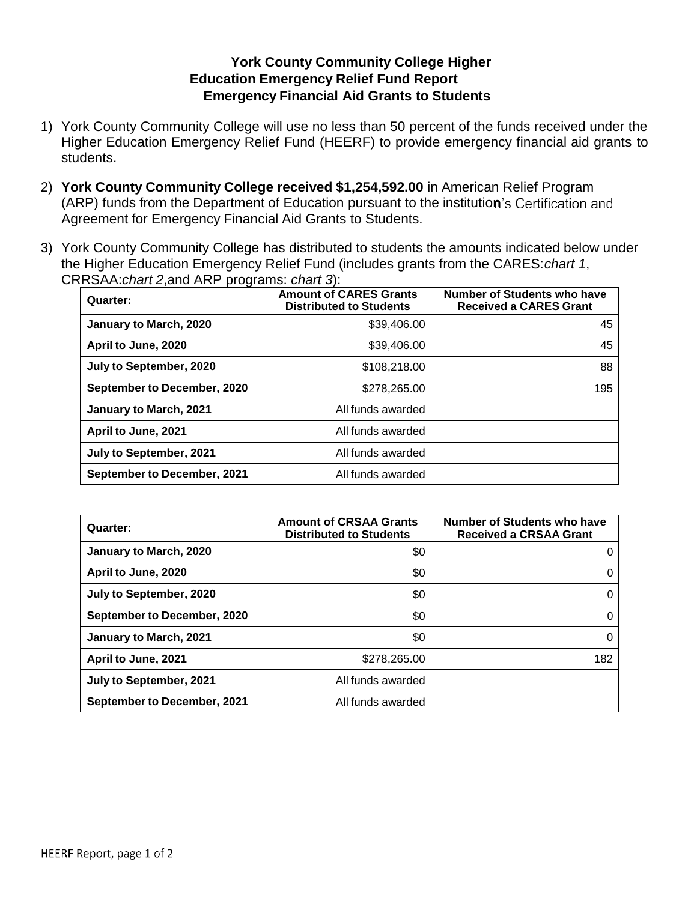# York County Community College Higher Education Emergency Relief Fund Report Emergency Financial Aid Grants to Students

1) York County Community College will use no less than 50 percent of the funds received under the Higher Education Emergency Relief Fund (HEERF) to provide emergency financial aid grants to students.

2) **York County Community College received $1,254,592.00** in American Relief Program (ARP) funds from the Department of Education pursuant to the institution's Certification and Agreement for Emergency Financial Aid Grants to Students.

3) York County Community College has distributed to students the amounts indicated below under the Higher Education Emergency Relief Fund (includes grants from the CARES:*chart 1*, CRRSAA:*chart 2*,and ARP programs: *chart 3*):

| Quarter: | Amount of CARES Grants Distributed to Students | Number of Students who have Received a CARES Grant |
|---|---|---|
| January to March, 2020 | $39,406.00 | 45 |
| April to June, 2020 | $39,406.00 | 45 |
| July to September, 2020 | $108,218.00 | 88 |
| September to December, 2020 | $278,265.00 | 195 |
| January to March, 2021 | All funds awarded | |
| April to June, 2021 | All funds awarded | |
| July to September, 2021 | All funds awarded | |
| September to December, 2021 | All funds awarded | |

| Quarter: | Amount of CRSAA Grants Distributed to Students | Number of Students who have Received a CRSAA Grant |
|---|---|---|
| January to March, 2020 | $0 | 0 |
| April to June, 2020 | $0 | 0 |
| July to September, 2020 | $0 | 0 |
| September to December, 2020 | $0 | 0 |
| January to March, 2021 | $0 | 0 |
| April to June, 2021 | $278,265.00 | 182 |
| July to September, 2021 | All funds awarded | |
| September to December, 2021 | All funds awarded | |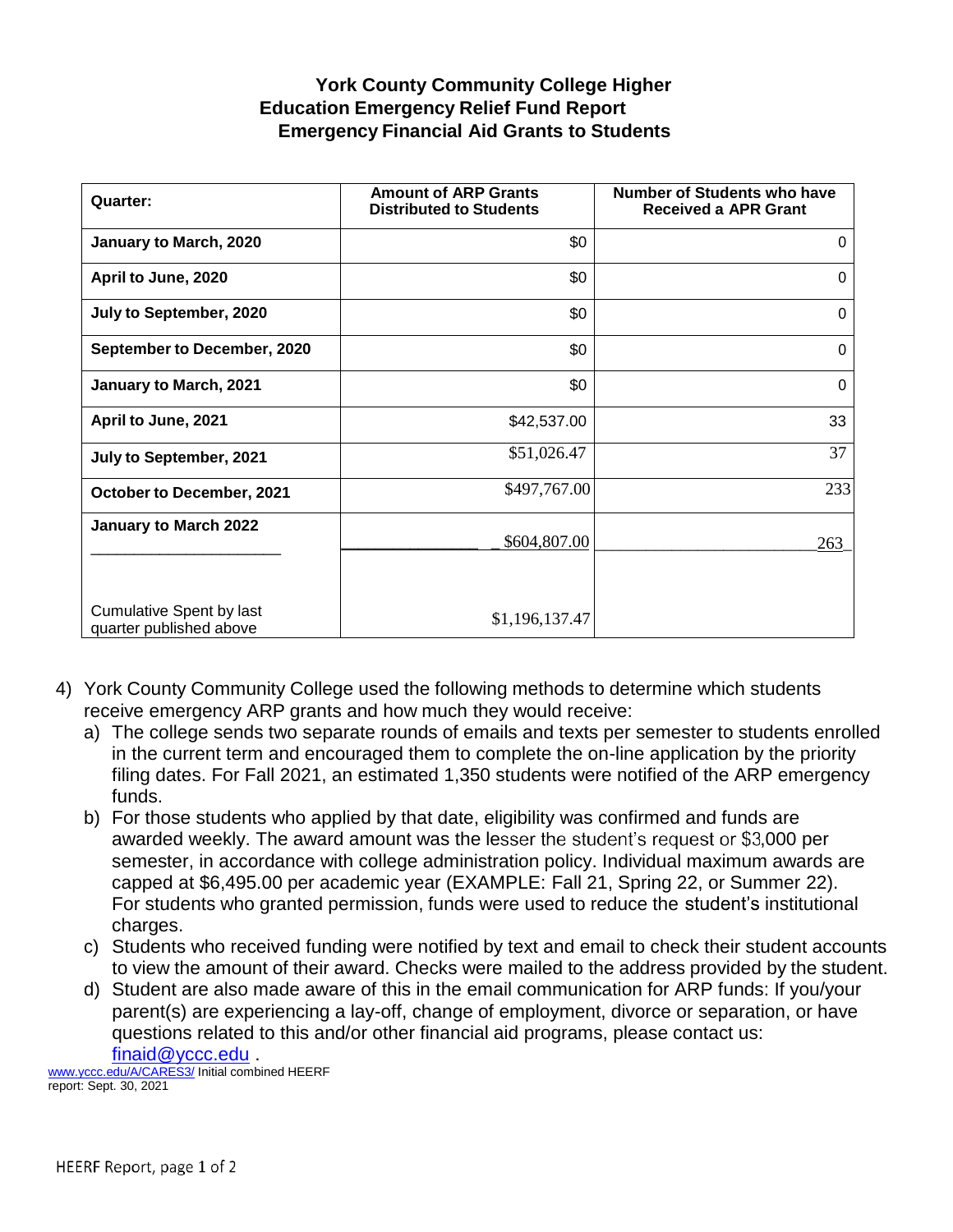# York County Community College Higher Education Emergency Relief Fund Report
## Emergency Financial Aid Grants to Students

| Quarter: | Amount of ARP Grants Distributed to Students | Number of Students who have Received a APR Grant |
|---|---|---|
| January to March, 2020 | $0 | 0 |
| April to June, 2020 | $0 | 0 |
| July to September, 2020 | $0 | 0 |
| September to December, 2020 | $0 | 0 |
| January to March, 2021 | $0 | 0 |
| April to June, 2021 | $42,537.00 | 33 |
| July to September, 2021 | $51,026.47 | 37 |
| October to December, 2021 | $497,767.00 | 233 |
| January to March 2022 | $604,807.00 | 263 |
| Cumulative Spent by last quarter published above | $1,196,137.47 | |

4) York County Community College used the following methods to determine which students receive emergency ARP grants and how much they would receive:
   a) The college sends two separate rounds of emails and texts per semester to students enrolled in the current term and encouraged them to complete the on-line application by the priority filing dates. For Fall 2021, an estimated 1,350 students were notified of the ARP emergency funds.
   b) For those students who applied by that date, eligibility was confirmed and funds are awarded weekly. The award amount was the lesser the student's request or $3,000 per semester, in accordance with college administration policy. Individual maximum awards are capped at $6,495.00 per academic year (EXAMPLE: Fall 21, Spring 22, or Summer 22). For students who granted permission, funds were used to reduce the student's institutional charges.
   c) Students who received funding were notified by text and email to check their student accounts to view the amount of their award. Checks were mailed to the address provided by the student.
   d) Student are also made aware of this in the email communication for ARP funds: If you/your parent(s) are experiencing a lay-off, change of employment, divorce or separation, or have questions related to this and/or other financial aid programs, please contact us: finaid@yccc.edu .

www.yccc.edu/A/CARES3/ Initial combined HEERF report: Sept. 30, 2021